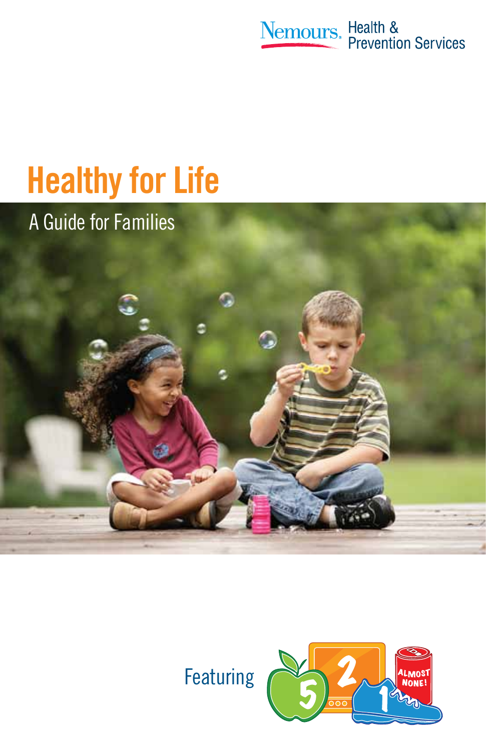Nemours. Health & Prevention Services

# Healthy for Life

## A Guide for Families

Featuring 5 2 1 ALMOST NONE!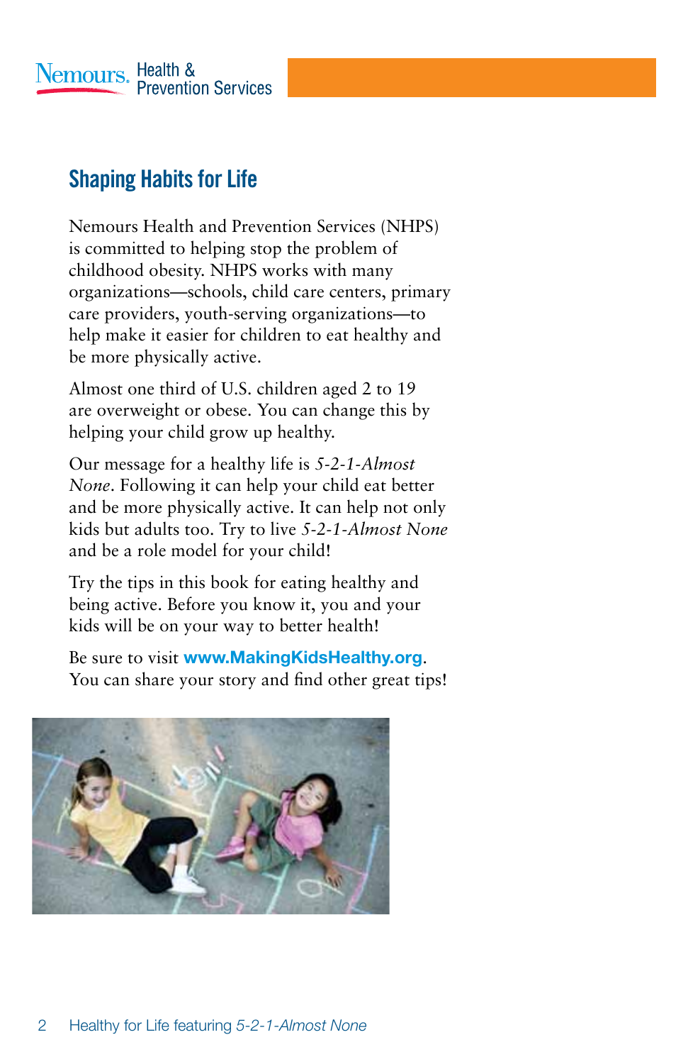Nemours. Health & Prevention Services

## Shaping Habits for Life

Nemours Health and Prevention Services (NHPS) is committed to helping stop the problem of childhood obesity. NHPS works with many organizations—schools, child care centers, primary care providers, youth-serving organizations—to help make it easier for children to eat healthy and be more physically active.

Almost one third of U.S. children aged 2 to 19 are overweight or obese. You can change this by helping your child grow up healthy.

Our message for a healthy life is *5-2-1-Almost None*. Following it can help your child eat better and be more physically active. It can help not only kids but adults too. Try to live *5-2-1-Almost None* and be a role model for your child!

Try the tips in this book for eating healthy and being active. Before you know it, you and your kids will be on your way to better health!

Be sure to visit **www.MakingKidsHealthy.org**. You can share your story and find other great tips!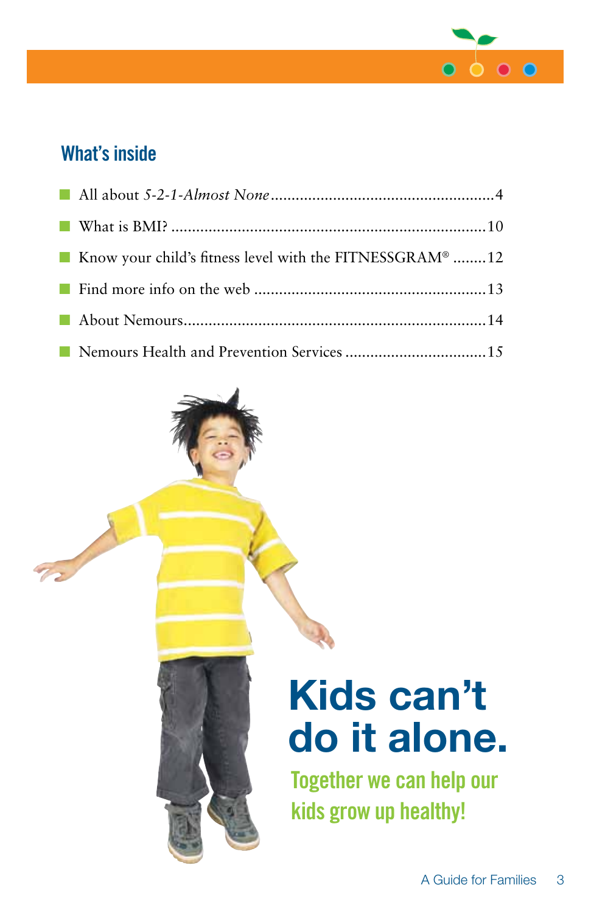## What's inside

- All about *5-2-1-Almost None* ...................................................... 4
- What is BMI? ........................................................................... 10
- Know your child's fitness level with the FITNESSGRAM® ........ 12
- Find more info on the web ........................................................ 13
- About Nemours.......................................................................... 14
- Nemours Health and Prevention Services .................................. 15

# Kids can't do it alone.

## Together we can help our kids grow up healthy!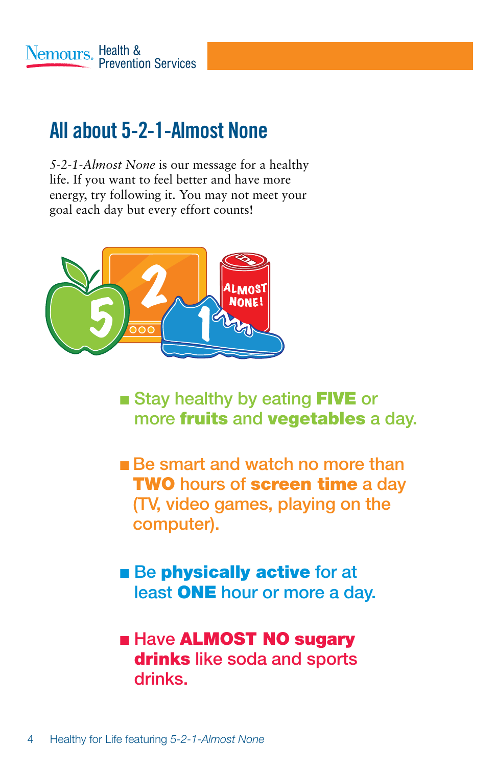# All about 5-2-1-Almost None

*5-2-1-Almost None* is our message for a healthy life. If you want to feel better and have more energy, try following it. You may not meet your goal each day but every effort counts!

- Stay healthy by eating **FIVE** or more **fruits** and **vegetables** a day.
- Be smart and watch no more than **TWO** hours of **screen time** a day (TV, video games, playing on the computer).
- Be **physically active** for at least **ONE** hour or more a day.
- Have **ALMOST NO sugary drinks** like soda and sports drinks.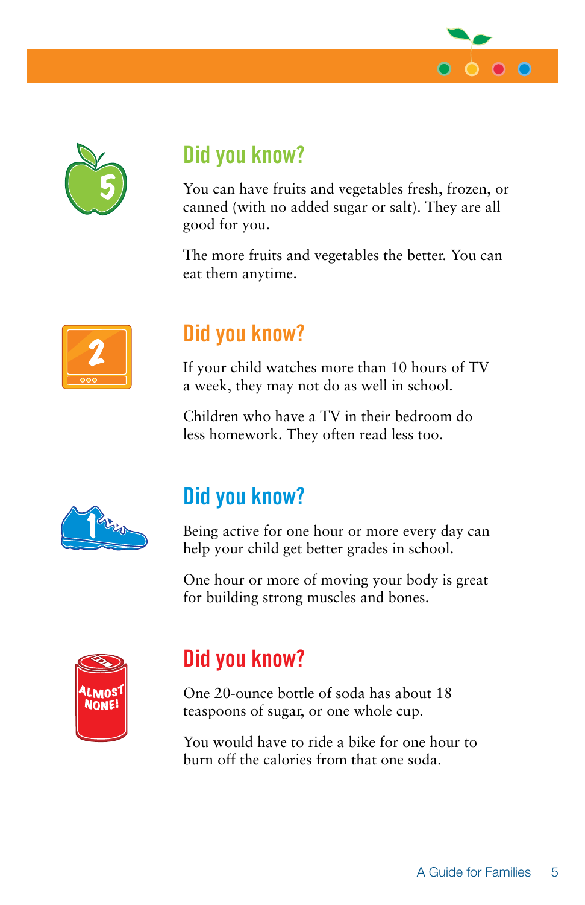## Did you know?

You can have fruits and vegetables fresh, frozen, or canned (with no added sugar or salt). They are all good for you.

The more fruits and vegetables the better. You can eat them anytime.

## Did you know?

If your child watches more than 10 hours of TV a week, they may not do as well in school.

Children who have a TV in their bedroom do less homework. They often read less too.

## Did you know?

Being active for one hour or more every day can help your child get better grades in school.

One hour or more of moving your body is great for building strong muscles and bones.

## Did you know?

One 20-ounce bottle of soda has about 18 teaspoons of sugar, or one whole cup.

You would have to ride a bike for one hour to burn off the calories from that one soda.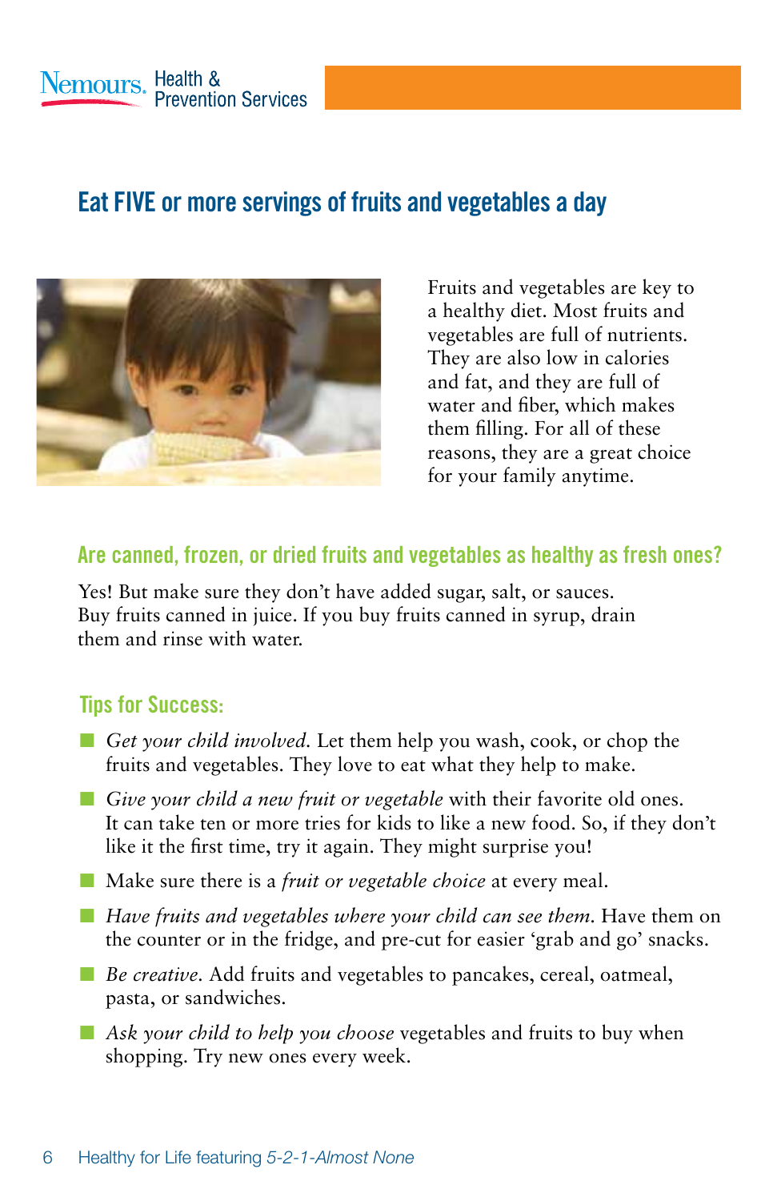Nemours. Health & Prevention Services

## Eat FIVE or more servings of fruits and vegetables a day

Fruits and vegetables are key to a healthy diet. Most fruits and vegetables are full of nutrients. They are also low in calories and fat, and they are full of water and fiber, which makes them filling. For all of these reasons, they are a great choice for your family anytime.

### Are canned, frozen, or dried fruits and vegetables as healthy as fresh ones?

Yes! But make sure they don't have added sugar, salt, or sauces. Buy fruits canned in juice. If you buy fruits canned in syrup, drain them and rinse with water.

### Tips for Success:

- *Get your child involved.* Let them help you wash, cook, or chop the fruits and vegetables. They love to eat what they help to make.
- *Give your child a new fruit or vegetable* with their favorite old ones. It can take ten or more tries for kids to like a new food. So, if they don't like it the first time, try it again. They might surprise you!
- Make sure there is a *fruit or vegetable choice* at every meal.
- *Have fruits and vegetables where your child can see them.* Have them on the counter or in the fridge, and pre-cut for easier 'grab and go' snacks.
- *Be creative.* Add fruits and vegetables to pancakes, cereal, oatmeal, pasta, or sandwiches.
- *Ask your child to help you choose* vegetables and fruits to buy when shopping. Try new ones every week.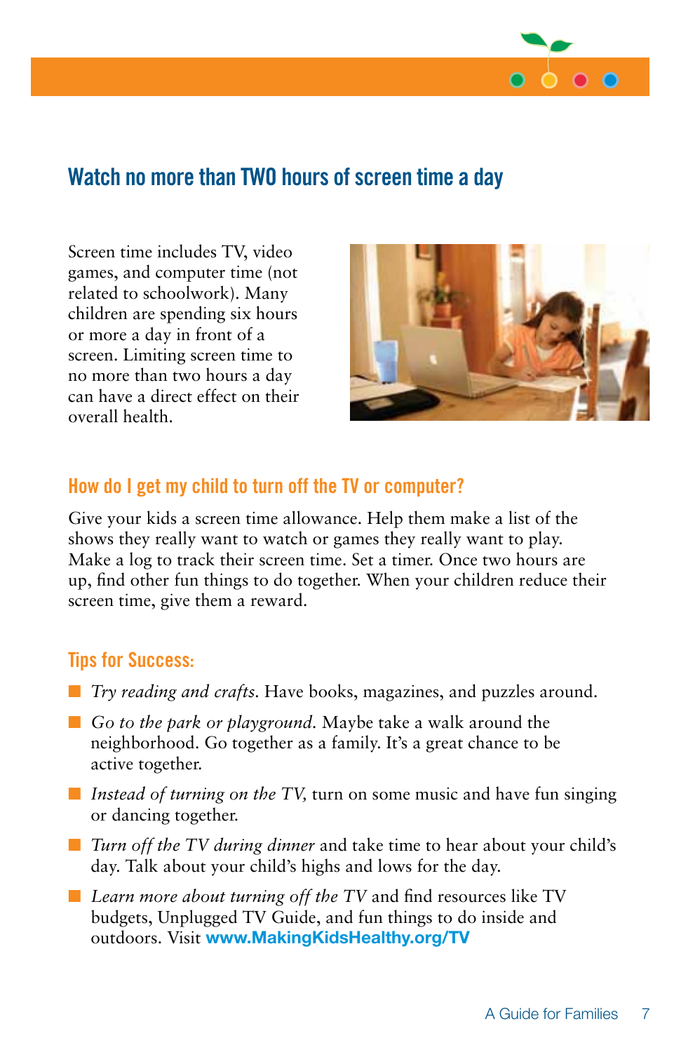## Watch no more than TWO hours of screen time a day

Screen time includes TV, video games, and computer time (not related to schoolwork). Many children are spending six hours or more a day in front of a screen. Limiting screen time to no more than two hours a day can have a direct effect on their overall health.

### How do I get my child to turn off the TV or computer?

Give your kids a screen time allowance. Help them make a list of the shows they really want to watch or games they really want to play. Make a log to track their screen time. Set a timer. Once two hours are up, find other fun things to do together. When your children reduce their screen time, give them a reward.

### Tips for Success:

- *Try reading and crafts.* Have books, magazines, and puzzles around.
- *Go to the park or playground.* Maybe take a walk around the neighborhood. Go together as a family. It's a great chance to be active together.
- *Instead of turning on the TV,* turn on some music and have fun singing or dancing together.
- *Turn off the TV during dinner* and take time to hear about your child's day. Talk about your child's highs and lows for the day.
- *Learn more about turning off the TV* and find resources like TV budgets, Unplugged TV Guide, and fun things to do inside and outdoors. Visit **www.MakingKidsHealthy.org/TV**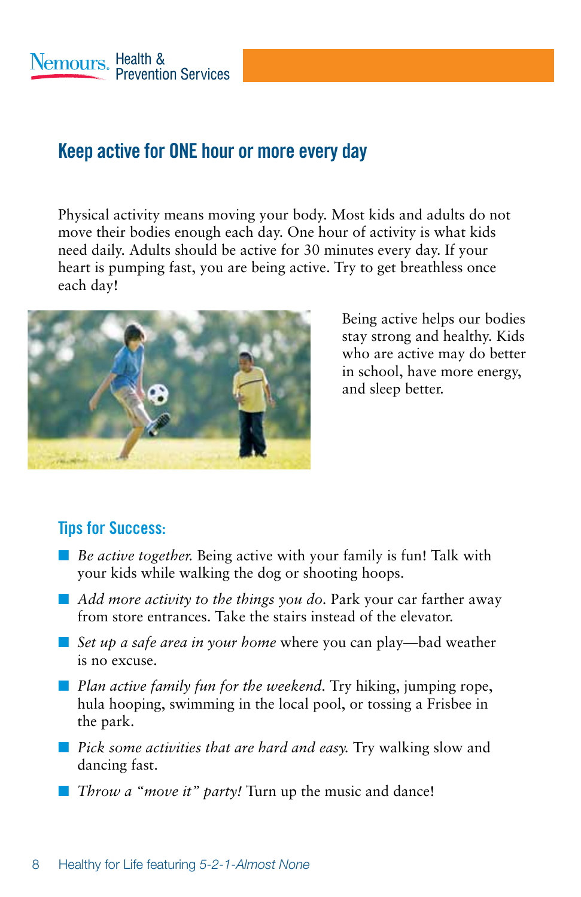## Keep active for ONE hour or more every day

Physical activity means moving your body. Most kids and adults do not move their bodies enough each day. One hour of activity is what kids need daily. Adults should be active for 30 minutes every day. If your heart is pumping fast, you are being active. Try to get breathless once each day!

Being active helps our bodies stay strong and healthy. Kids who are active may do better in school, have more energy, and sleep better.

### Tips for Success:

- *Be active together.* Being active with your family is fun! Talk with your kids while walking the dog or shooting hoops.
- *Add more activity to the things you do.* Park your car farther away from store entrances. Take the stairs instead of the elevator.
- *Set up a safe area in your home* where you can play—bad weather is no excuse.
- *Plan active family fun for the weekend.* Try hiking, jumping rope, hula hooping, swimming in the local pool, or tossing a Frisbee in the park.
- *Pick some activities that are hard and easy.* Try walking slow and dancing fast.
- *Throw a "move it" party!* Turn up the music and dance!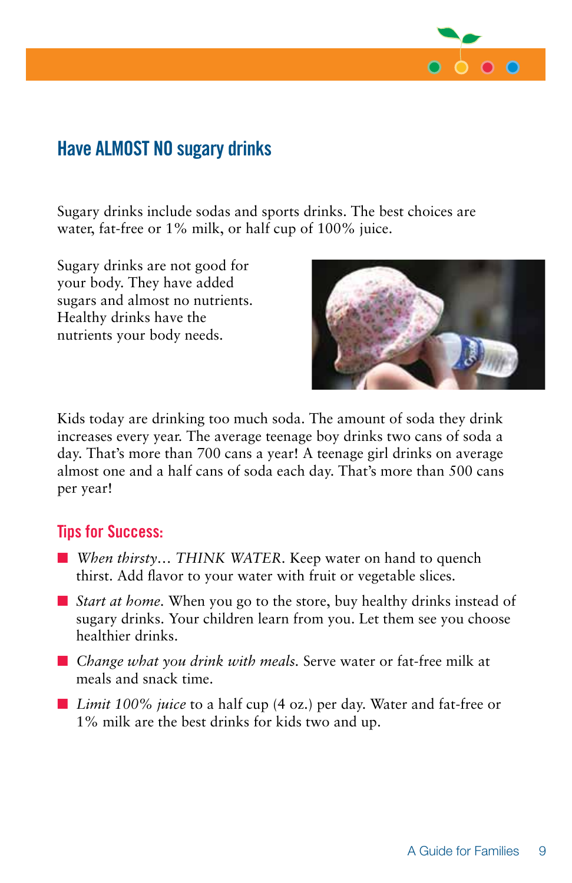## Have ALMOST NO sugary drinks

Sugary drinks include sodas and sports drinks. The best choices are water, fat-free or 1% milk, or half cup of 100% juice.

Sugary drinks are not good for your body. They have added sugars and almost no nutrients. Healthy drinks have the nutrients your body needs.

Kids today are drinking too much soda. The amount of soda they drink increases every year. The average teenage boy drinks two cans of soda a day. That's more than 700 cans a year! A teenage girl drinks on average almost one and a half cans of soda each day. That's more than 500 cans per year!

### Tips for Success:

- *When thirsty… THINK WATER.* Keep water on hand to quench thirst. Add flavor to your water with fruit or vegetable slices.
- *Start at home.* When you go to the store, buy healthy drinks instead of sugary drinks. Your children learn from you. Let them see you choose healthier drinks.
- *Change what you drink with meals.* Serve water or fat-free milk at meals and snack time.
- *Limit 100% juice* to a half cup (4 oz.) per day. Water and fat-free or 1% milk are the best drinks for kids two and up.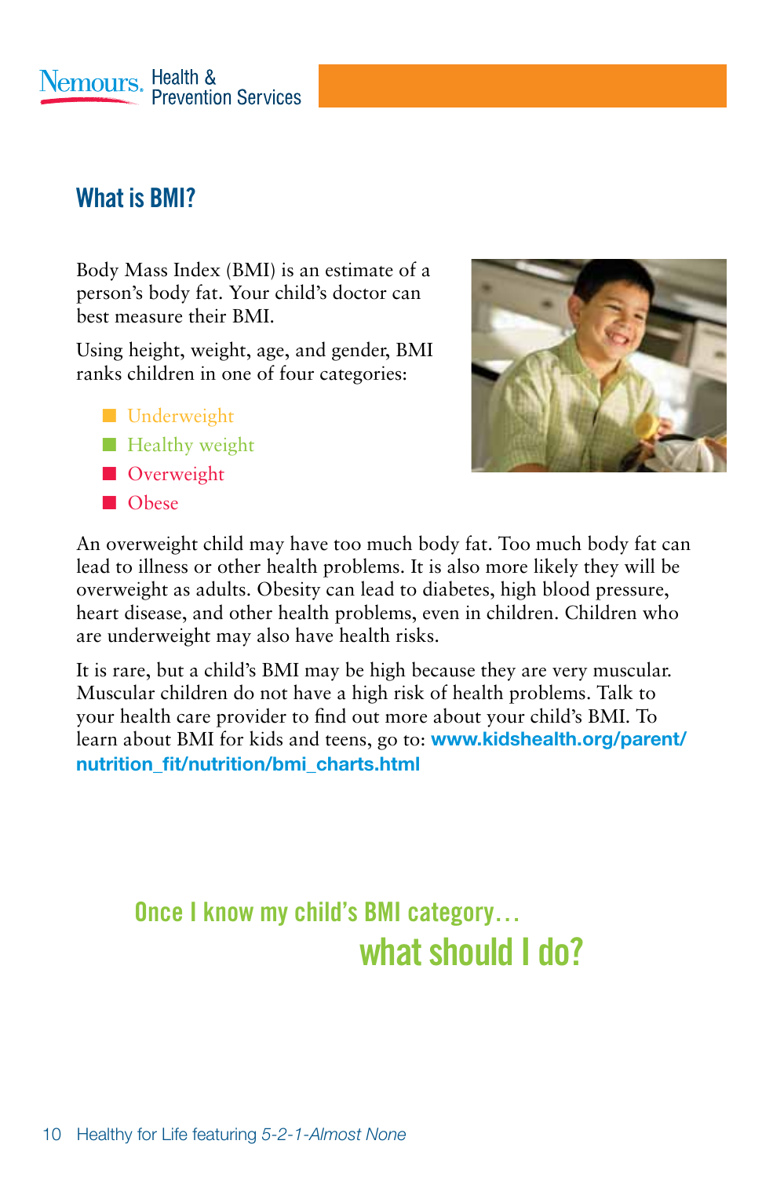## What is BMI?

Body Mass Index (BMI) is an estimate of a person's body fat. Your child's doctor can best measure their BMI.

Using height, weight, age, and gender, BMI ranks children in one of four categories:

- Underweight
- Healthy weight
- Overweight
- Obese

An overweight child may have too much body fat. Too much body fat can lead to illness or other health problems. It is also more likely they will be overweight as adults. Obesity can lead to diabetes, high blood pressure, heart disease, and other health problems, even in children. Children who are underweight may also have health risks.

It is rare, but a child's BMI may be high because they are very muscular. Muscular children do not have a high risk of health problems. Talk to your health care provider to find out more about your child's BMI. To learn about BMI for kids and teens, go to: **www.kidshealth.org/parent/nutrition_fit/nutrition/bmi_charts.html**

### Once I know my child's BMI category… what should I do?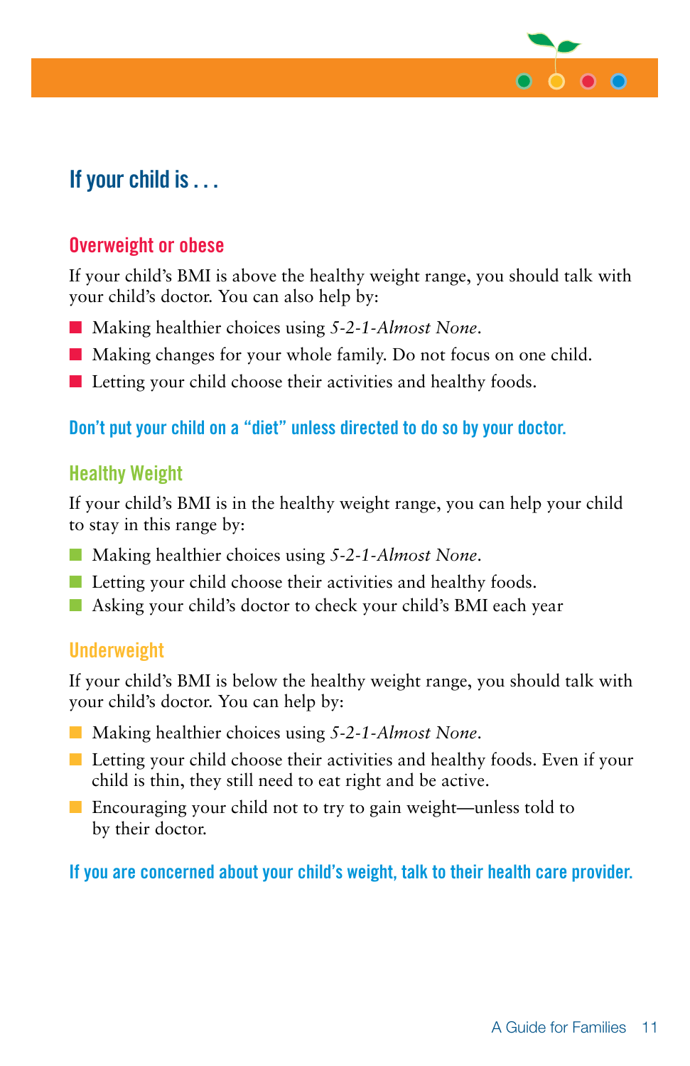## If your child is . . .

### Overweight or obese

If your child's BMI is above the healthy weight range, you should talk with your child's doctor. You can also help by:

- Making healthier choices using *5-2-1-Almost None*.
- Making changes for your whole family. Do not focus on one child.
- Letting your child choose their activities and healthy foods.

**Don't put your child on a "diet" unless directed to do so by your doctor.**

### Healthy Weight

If your child's BMI is in the healthy weight range, you can help your child to stay in this range by:

- Making healthier choices using *5-2-1-Almost None*.
- Letting your child choose their activities and healthy foods.
- Asking your child's doctor to check your child's BMI each year

### Underweight

If your child's BMI is below the healthy weight range, you should talk with your child's doctor. You can help by:

- Making healthier choices using *5-2-1-Almost None*.
- Letting your child choose their activities and healthy foods. Even if your child is thin, they still need to eat right and be active.
- Encouraging your child not to try to gain weight—unless told to by their doctor.

**If you are concerned about your child's weight, talk to their health care provider.**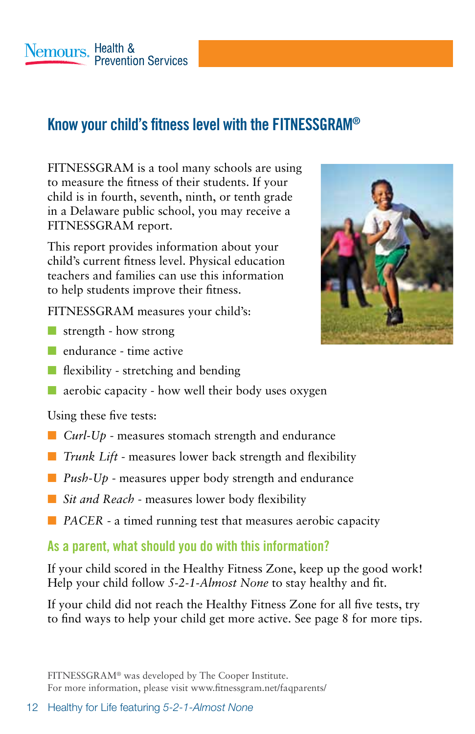## Know your child's fitness level with the FITNESSGRAM®

FITNESSGRAM is a tool many schools are using to measure the fitness of their students. If your child is in fourth, seventh, ninth, or tenth grade in a Delaware public school, you may receive a FITNESSGRAM report.

This report provides information about your child's current fitness level. Physical education teachers and families can use this information to help students improve their fitness.

FITNESSGRAM measures your child's:

- strength - how strong
- endurance - time active
- flexibility - stretching and bending
- aerobic capacity - how well their body uses oxygen

Using these five tests:

- *Curl-Up* - measures stomach strength and endurance
- *Trunk Lift* - measures lower back strength and flexibility
- *Push-Up* - measures upper body strength and endurance
- *Sit and Reach* - measures lower body flexibility
- *PACER* - a timed running test that measures aerobic capacity

### As a parent, what should you do with this information?

If your child scored in the Healthy Fitness Zone, keep up the good work! Help your child follow *5-2-1-Almost None* to stay healthy and fit.

If your child did not reach the Healthy Fitness Zone for all five tests, try to find ways to help your child get more active. See page 8 for more tips.

FITNESSGRAM® was developed by The Cooper Institute.
For more information, please visit www.fitnessgram.net/faqparents/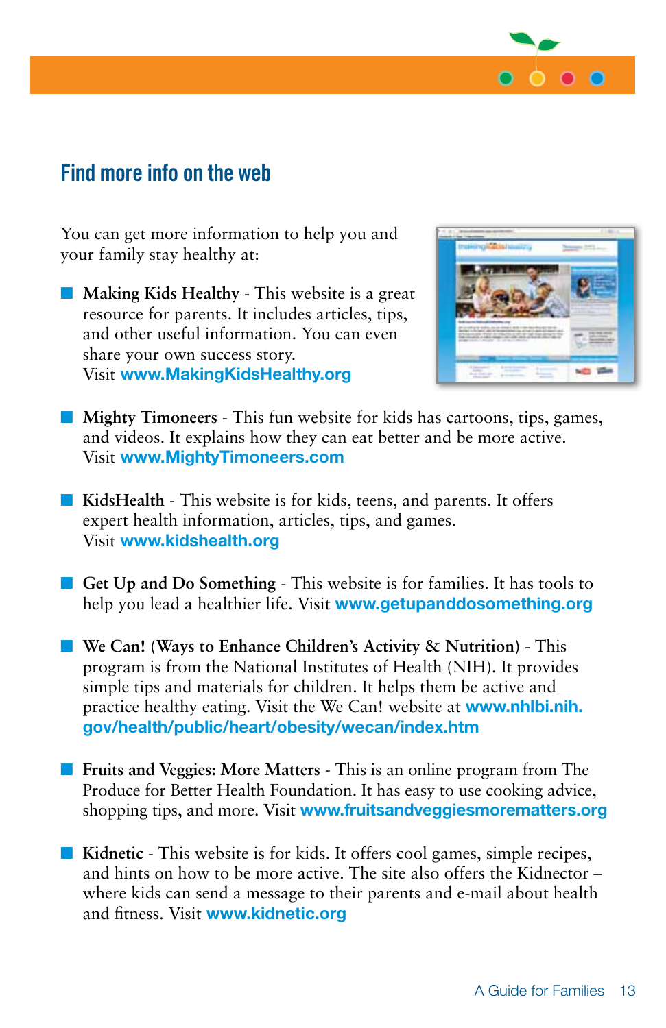## Find more info on the web

You can get more information to help you and your family stay healthy at:

- **Making Kids Healthy** - This website is a great resource for parents. It includes articles, tips, and other useful information. You can even share your own success story. Visit **www.MakingKidsHealthy.org**

- **Mighty Timoneers** - This fun website for kids has cartoons, tips, games, and videos. It explains how they can eat better and be more active. Visit **www.MightyTimoneers.com**

- **KidsHealth** - This website is for kids, teens, and parents. It offers expert health information, articles, tips, and games. Visit **www.kidshealth.org**

- **Get Up and Do Something** - This website is for families. It has tools to help you lead a healthier life. Visit **www.getupanddosomething.org**

- **We Can! (Ways to Enhance Children's Activity & Nutrition)** - This program is from the National Institutes of Health (NIH). It provides simple tips and materials for children. It helps them be active and practice healthy eating. Visit the We Can! website at **www.nhlbi.nih.gov/health/public/heart/obesity/wecan/index.htm**

- **Fruits and Veggies: More Matters** - This is an online program from The Produce for Better Health Foundation. It has easy to use cooking advice, shopping tips, and more. Visit **www.fruitsandveggiesmorematters.org**

- **Kidnetic** - This website is for kids. It offers cool games, simple recipes, and hints on how to be more active. The site also offers the Kidnector – where kids can send a message to their parents and e-mail about health and fitness. Visit **www.kidnetic.org**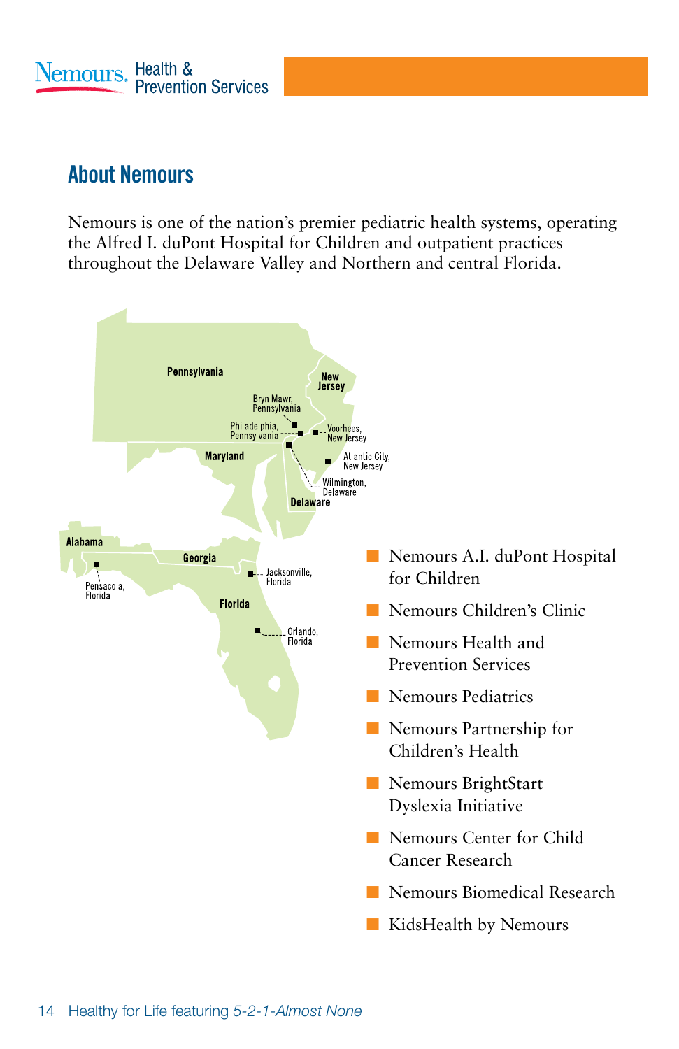## About Nemours

Nemours is one of the nation's premier pediatric health systems, operating the Alfred I. duPont Hospital for Children and outpatient practices throughout the Delaware Valley and Northern and central Florida.

- Nemours A.I. duPont Hospital for Children
- Nemours Children's Clinic
- Nemours Health and Prevention Services
- Nemours Pediatrics
- Nemours Partnership for Children's Health
- Nemours BrightStart Dyslexia Initiative
- Nemours Center for Child Cancer Research
- Nemours Biomedical Research
- KidsHealth by Nemours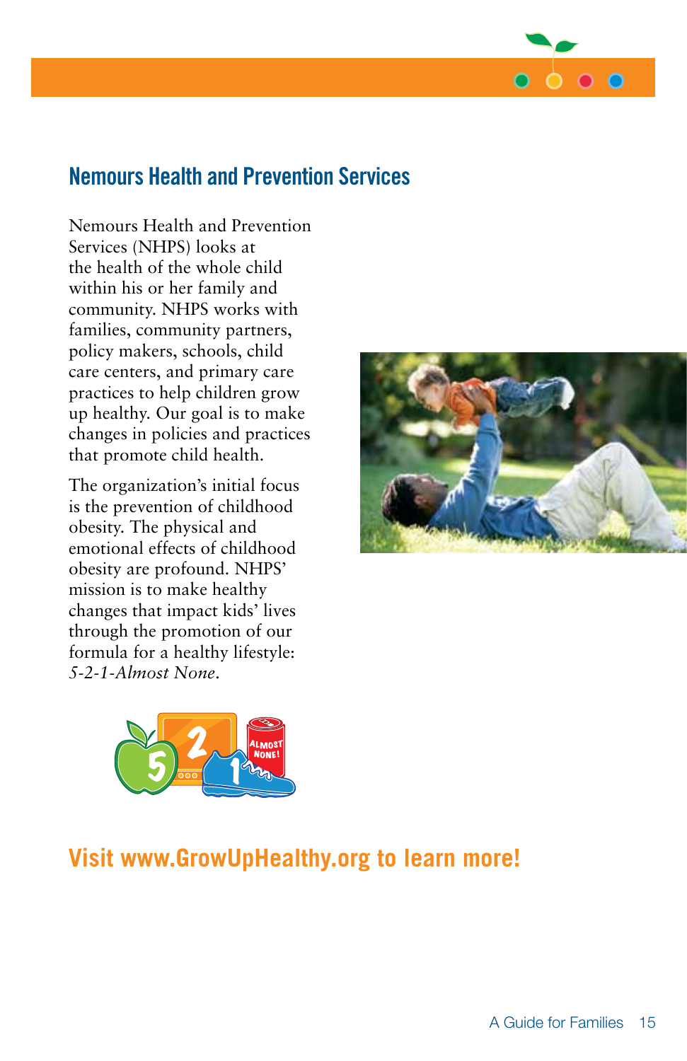## Nemours Health and Prevention Services

Nemours Health and Prevention Services (NHPS) looks at the health of the whole child within his or her family and community. NHPS works with families, community partners, policy makers, schools, child care centers, and primary care practices to help children grow up healthy. Our goal is to make changes in policies and practices that promote child health.

The organization's initial focus is the prevention of childhood obesity. The physical and emotional effects of childhood obesity are profound. NHPS' mission is to make healthy changes that impact kids' lives through the promotion of our formula for a healthy lifestyle: *5-2-1-Almost None*.

**Visit www.GrowUpHealthy.org to learn more!**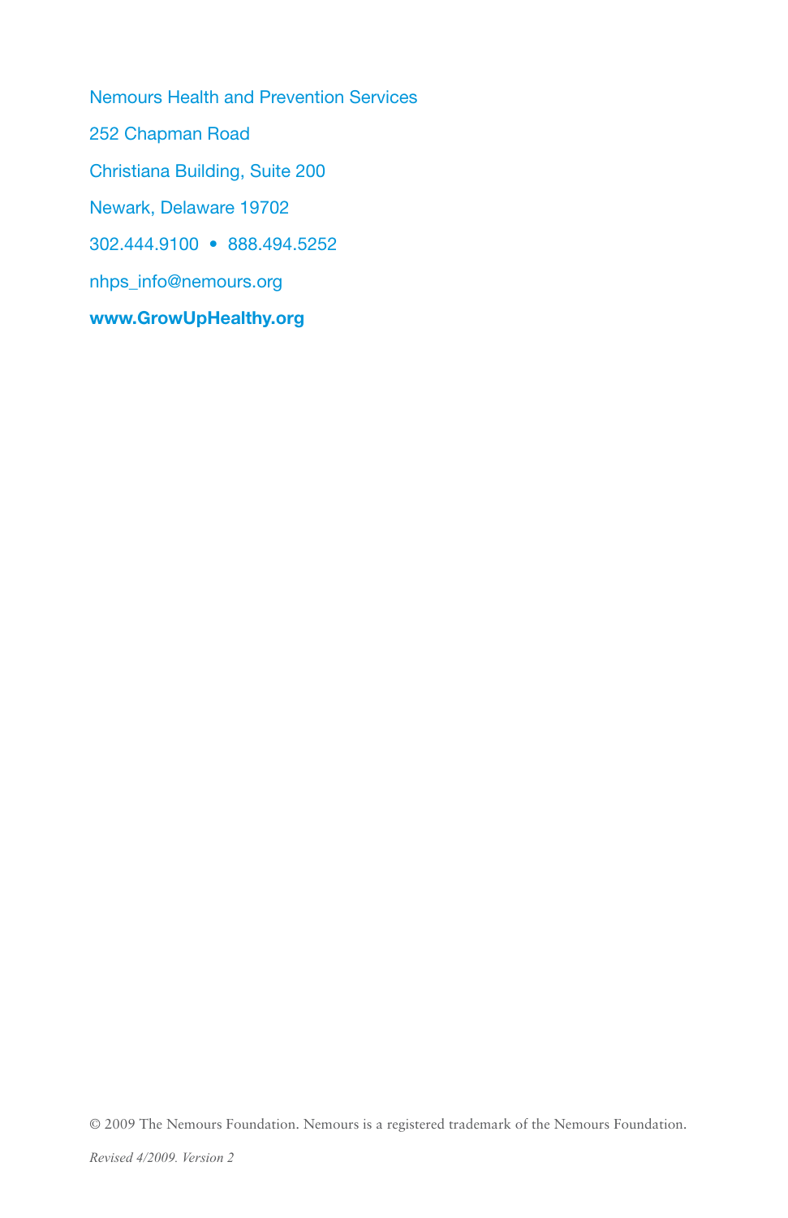Nemours Health and Prevention Services

252 Chapman Road

Christiana Building, Suite 200

Newark, Delaware 19702

302.444.9100 • 888.494.5252

nhps_info@nemours.org

**www.GrowUpHealthy.org**

© 2009 The Nemours Foundation. Nemours is a registered trademark of the Nemours Foundation.

*Revised 4/2009. Version 2*